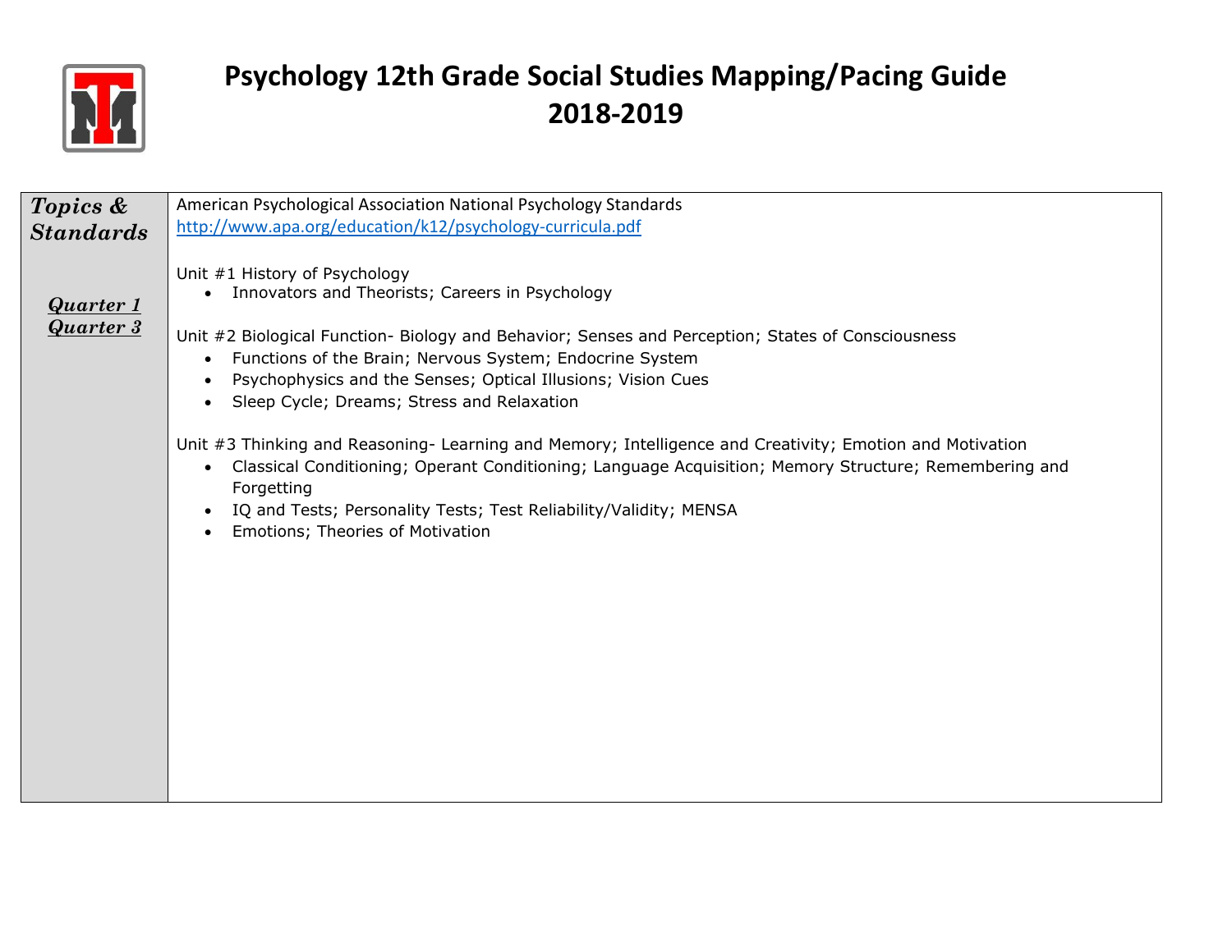# Psychology 12th Grade Social Studies Mapping/Pacing Guide 2018-2019

| ***Topics & Standards*** | American Psychological Association National Psychology Standards<br>http://www.apa.org/education/k12/psychology-curricula.pdf |
|---|---|
| ***Quarter 1***<br>***Quarter 3*** | Unit #1 History of Psychology<br>• Innovators and Theorists; Careers in Psychology<br><br>Unit #2 Biological Function- Biology and Behavior; Senses and Perception; States of Consciousness<br>• Functions of the Brain; Nervous System; Endocrine System<br>• Psychophysics and the Senses; Optical Illusions; Vision Cues<br>• Sleep Cycle; Dreams; Stress and Relaxation<br><br>Unit #3 Thinking and Reasoning- Learning and Memory; Intelligence and Creativity; Emotion and Motivation<br>• Classical Conditioning; Operant Conditioning; Language Acquisition; Memory Structure; Remembering and Forgetting<br>• IQ and Tests; Personality Tests; Test Reliability/Validity; MENSA<br>• Emotions; Theories of Motivation |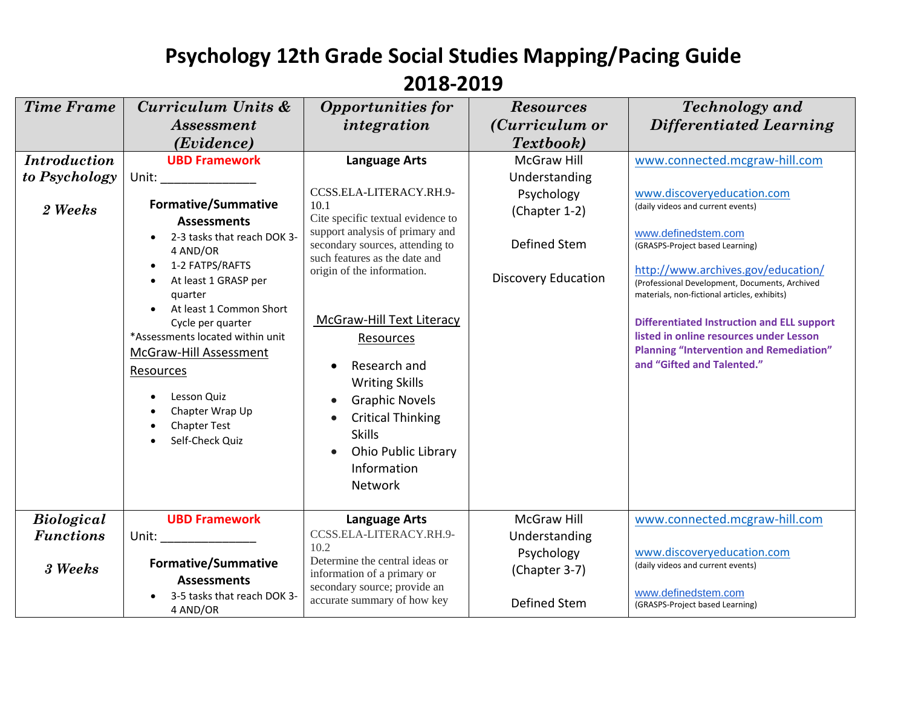# Psychology 12th Grade Social Studies Mapping/Pacing Guide 2018-2019

| *Time Frame* | *Curriculum Units & Assessment (Evidence)* | *Opportunities for integration* | *Resources (Curriculum or Textbook)* | *Technology and Differentiated Learning* |
|---|---|---|---|---|
| ***Introduction to Psychology*** <br><br> ***2 Weeks*** | **UBD Framework** <br> Unit: ______________ <br><br> **Formative/Summative Assessments** <br> • 2-3 tasks that reach DOK 3-4 AND/OR <br> • 1-2 FATPS/RAFTS <br> • At least 1 GRASP per quarter <br> • At least 1 Common Short Cycle per quarter <br> *Assessments located within unit <br> McGraw-Hill Assessment Resources <br> • Lesson Quiz <br> • Chapter Wrap Up <br> • Chapter Test <br> • Self-Check Quiz | **Language Arts** <br><br> CCSS.ELA-LITERACY.RH.9-10.1 <br> Cite specific textual evidence to support analysis of primary and secondary sources, attending to such features as the date and origin of the information. <br><br> McGraw-Hill Text Literacy Resources <br> • Research and Writing Skills <br> • Graphic Novels <br> • Critical Thinking Skills <br> • Ohio Public Library Information Network | McGraw Hill Understanding Psychology (Chapter 1-2) <br><br> Defined Stem <br><br> Discovery Education | www.connected.mcgraw-hill.com <br><br> www.discoveryeducation.com <br> (daily videos and current events) <br><br> www.definedstem.com <br> (GRASPS-Project based Learning) <br><br> http://www.archives.gov/education/ <br> (Professional Development, Documents, Archived materials, non-fictional articles, exhibits) <br><br> **Differentiated Instruction and ELL support listed in online resources under Lesson Planning "Intervention and Remediation" and "Gifted and Talented."** |
| ***Biological Functions*** <br><br> ***3 Weeks*** | **UBD Framework** <br> Unit: ______________ <br><br> **Formative/Summative Assessments** <br> • 3-5 tasks that reach DOK 3-4 AND/OR | **Language Arts** <br> CCSS.ELA-LITERACY.RH.9-10.2 <br> Determine the central ideas or information of a primary or secondary source; provide an accurate summary of how key | McGraw Hill Understanding Psychology (Chapter 3-7) <br><br> Defined Stem | www.connected.mcgraw-hill.com <br><br> www.discoveryeducation.com <br> (daily videos and current events) <br><br> www.definedstem.com <br> (GRASPS-Project based Learning) |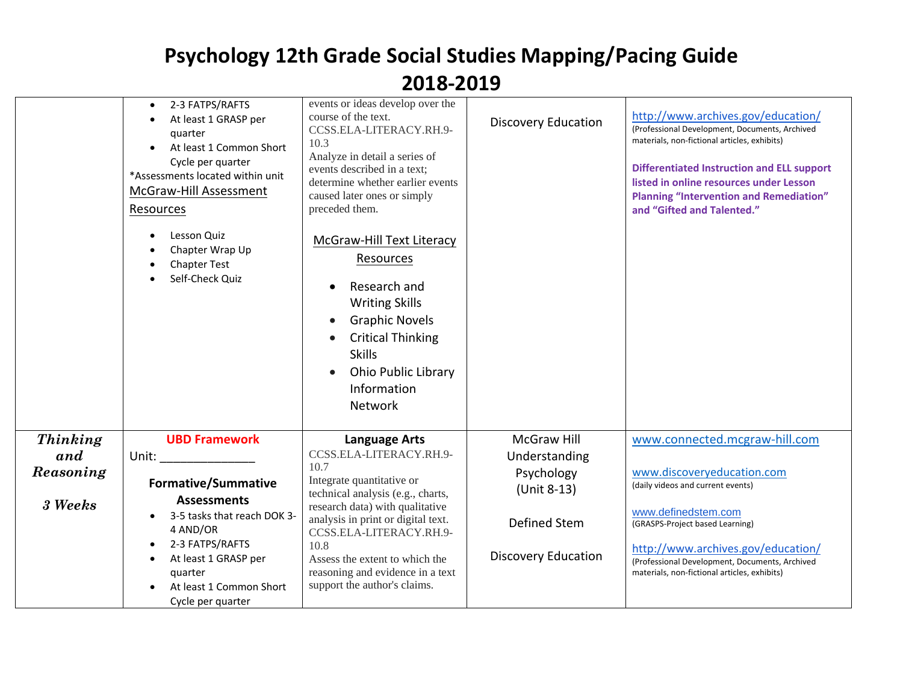# Psychology 12th Grade Social Studies Mapping/Pacing Guide 2018-2019

| | | | | |
|---|---|---|---|---|
| | • 2-3 FATPS/RAFTS<br>• At least 1 GRASP per quarter<br>• At least 1 Common Short Cycle per quarter<br>*Assessments located within unit <u>McGraw-Hill Assessment Resources</u><br>• Lesson Quiz<br>• Chapter Wrap Up<br>• Chapter Test<br>• Self-Check Quiz | events or ideas develop over the course of the text.<br>CCSS.ELA-LITERACY.RH.9-10.3<br>Analyze in detail a series of events described in a text; determine whether earlier events caused later ones or simply preceded them.<br><u>McGraw-Hill Text Literacy Resources</u><br>• Research and Writing Skills<br>• Graphic Novels<br>• Critical Thinking Skills<br>• Ohio Public Library Information Network | Discovery Education | http://www.archives.gov/education/<br>(Professional Development, Documents, Archived materials, non-fictional articles, exhibits)<br>**Differentiated Instruction and ELL support listed in online resources under Lesson Planning "Intervention and Remediation" and "Gifted and Talented."** |
| ***Thinking and Reasoning***<br>***3 Weeks*** | **UBD Framework**<br>Unit: ______________<br>**Formative/Summative Assessments**<br>• 3-5 tasks that reach DOK 3-4 AND/OR<br>• 2-3 FATPS/RAFTS<br>• At least 1 GRASP per quarter<br>• At least 1 Common Short Cycle per quarter | **Language Arts**<br>CCSS.ELA-LITERACY.RH.9-10.7<br>Integrate quantitative or technical analysis (e.g., charts, research data) with qualitative analysis in print or digital text.<br>CCSS.ELA-LITERACY.RH.9-10.8<br>Assess the extent to which the reasoning and evidence in a text support the author's claims. | McGraw Hill Understanding Psychology (Unit 8-13)<br>Defined Stem<br>Discovery Education | www.connected.mcgraw-hill.com<br>www.discoveryeducation.com<br>(daily videos and current events)<br>www.definedstem.com<br>(GRASPS-Project based Learning)<br>http://www.archives.gov/education/<br>(Professional Development, Documents, Archived materials, non-fictional articles, exhibits) |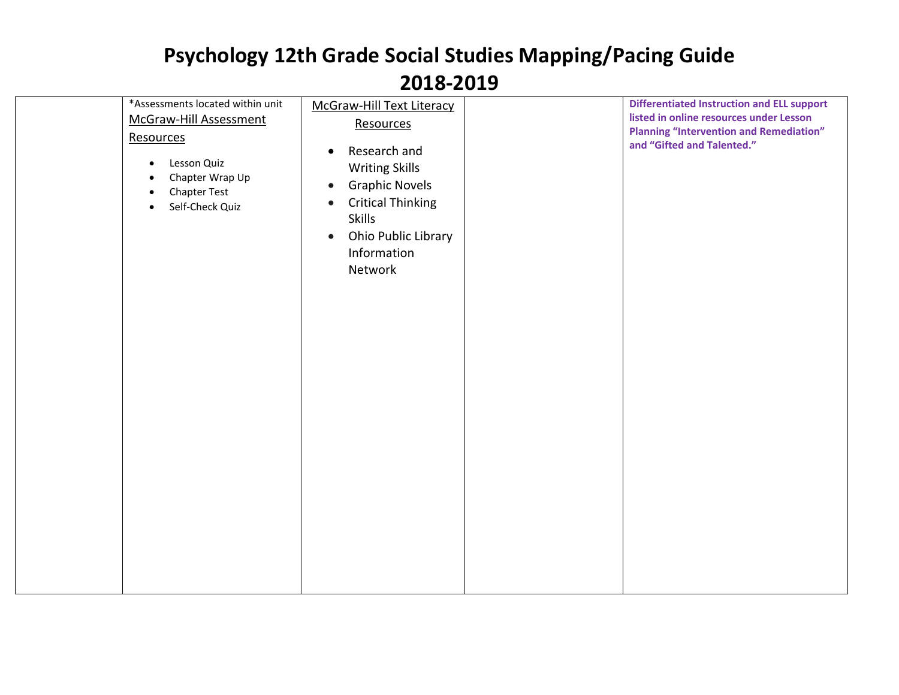# Psychology 12th Grade Social Studies Mapping/Pacing Guide 2018-2019

| | | | | |
|---|---|---|---|---|
| | *Assessments located within unit<br>McGraw-Hill Assessment Resources<br>• Lesson Quiz<br>• Chapter Wrap Up<br>• Chapter Test<br>• Self-Check Quiz | McGraw-Hill Text Literacy Resources<br>• Research and Writing Skills<br>• Graphic Novels<br>• Critical Thinking Skills<br>• Ohio Public Library Information Network | | **Differentiated Instruction and ELL support listed in online resources under Lesson Planning "Intervention and Remediation" and "Gifted and Talented."** |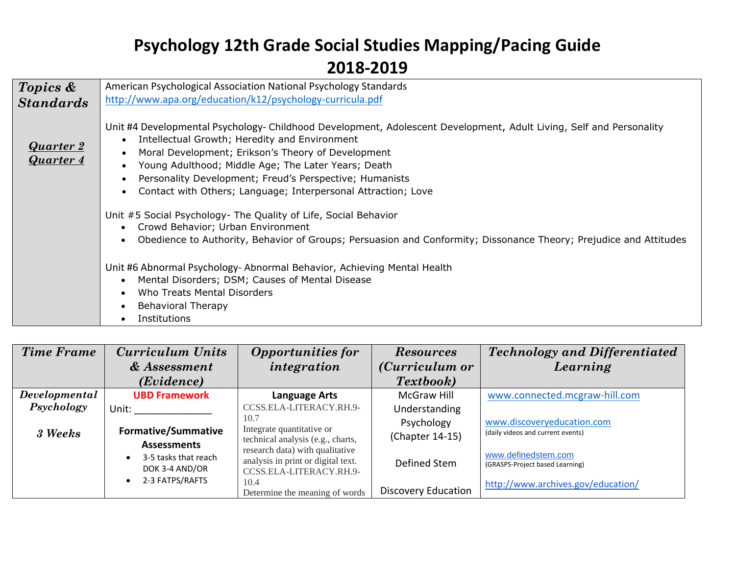# Psychology 12th Grade Social Studies Mapping/Pacing Guide 2018-2019

| *Topics & Standards* | American Psychological Association National Psychology Standards |
|---|---|
| *Quarter 2*<br>*Quarter 4* | http://www.apa.org/education/k12/psychology-curricula.pdf<br><br>Unit #4 Developmental Psychology- Childhood Development, Adolescent Development, Adult Living, Self and Personality<br>• Intellectual Growth; Heredity and Environment<br>• Moral Development; Erikson's Theory of Development<br>• Young Adulthood; Middle Age; The Later Years; Death<br>• Personality Development; Freud's Perspective; Humanists<br>• Contact with Others; Language; Interpersonal Attraction; Love<br><br>Unit #5 Social Psychology- The Quality of Life, Social Behavior<br>• Crowd Behavior; Urban Environment<br>• Obedience to Authority, Behavior of Groups; Persuasion and Conformity; Dissonance Theory; Prejudice and Attitudes<br><br>Unit #6 Abnormal Psychology- Abnormal Behavior, Achieving Mental Health<br>• Mental Disorders; DSM; Causes of Mental Disease<br>• Who Treats Mental Disorders<br>• Behavioral Therapy<br>• Institutions |

| *Time Frame* | *Curriculum Units & Assessment (Evidence)* | *Opportunities for integration* | *Resources (Curriculum or Textbook)* | *Technology and Differentiated Learning* |
|---|---|---|---|---|
| *Developmental Psychology*<br><br>*3 Weeks* | **UBD Framework**<br>Unit: ______________<br><br>**Formative/Summative Assessments**<br>• 3-5 tasks that reach DOK 3-4 AND/OR<br>• 2-3 FATPS/RAFTS | **Language Arts**<br>CCSS.ELA-LITERACY.RH.9-10.7<br>Integrate quantitative or technical analysis (e.g., charts, research data) with qualitative analysis in print or digital text.<br>CCSS.ELA-LITERACY.RH.9-10.4<br>Determine the meaning of words | McGraw Hill Understanding Psychology (Chapter 14-15)<br><br>Defined Stem<br><br>Discovery Education | www.connected.mcgraw-hill.com<br><br>www.discoveryeducation.com<br>(daily videos and current events)<br><br>www.definedstem.com<br>(GRASPS-Project based Learning)<br><br>http://www.archives.gov/education/ |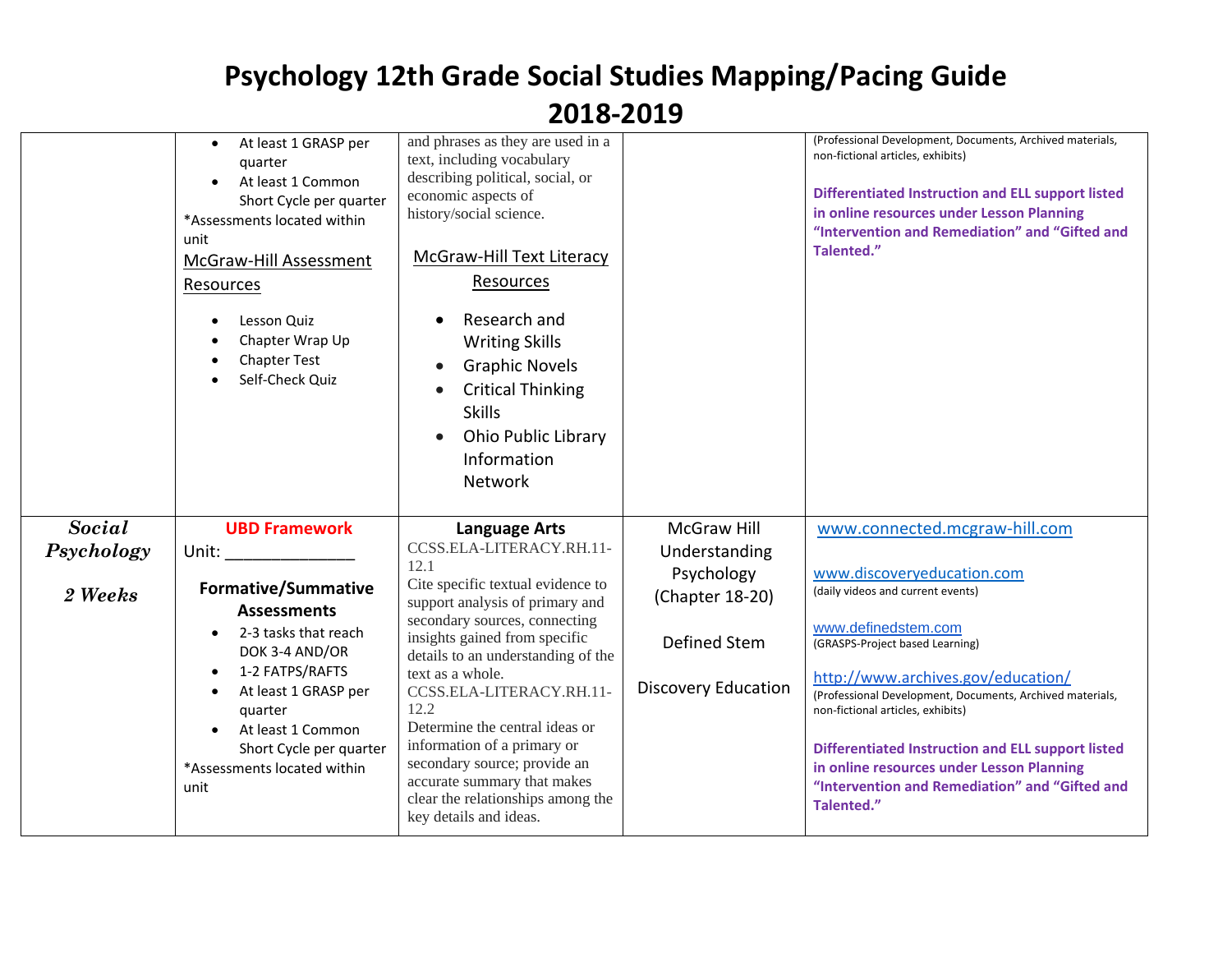# Psychology 12th Grade Social Studies Mapping/Pacing Guide 2018-2019

| | | | | |
|---|---|---|---|---|
| | • At least 1 GRASP per quarter<br>• At least 1 Common Short Cycle per quarter<br>*Assessments located within unit<br>McGraw-Hill Assessment Resources<br>• Lesson Quiz<br>• Chapter Wrap Up<br>• Chapter Test<br>• Self-Check Quiz | and phrases as they are used in a text, including vocabulary describing political, social, or economic aspects of history/social science.<br>McGraw-Hill Text Literacy Resources<br>• Research and Writing Skills<br>• Graphic Novels<br>• Critical Thinking Skills<br>• Ohio Public Library Information Network | | (Professional Development, Documents, Archived materials, non-fictional articles, exhibits)<br>**Differentiated Instruction and ELL support listed in online resources under Lesson Planning "Intervention and Remediation" and "Gifted and Talented."** |
| ***Social Psychology***<br>***2 Weeks*** | **UBD Framework**<br>Unit: ______________<br>**Formative/Summative Assessments**<br>• 2-3 tasks that reach DOK 3-4 AND/OR<br>• 1-2 FATPS/RAFTS<br>• At least 1 GRASP per quarter<br>• At least 1 Common Short Cycle per quarter<br>*Assessments located within unit | **Language Arts**<br>CCSS.ELA-LITERACY.RH.11-12.1<br>Cite specific textual evidence to support analysis of primary and secondary sources, connecting insights gained from specific details to an understanding of the text as a whole.<br>CCSS.ELA-LITERACY.RH.11-12.2<br>Determine the central ideas or information of a primary or secondary source; provide an accurate summary that makes clear the relationships among the key details and ideas. | McGraw Hill Understanding Psychology (Chapter 18-20)<br>Defined Stem<br>Discovery Education | www.connected.mcgraw-hill.com<br>www.discoveryeducation.com<br>(daily videos and current events)<br>www.definedstem.com<br>(GRASPS-Project based Learning)<br>http://www.archives.gov/education/<br>(Professional Development, Documents, Archived materials, non-fictional articles, exhibits)<br>**Differentiated Instruction and ELL support listed in online resources under Lesson Planning "Intervention and Remediation" and "Gifted and Talented."** |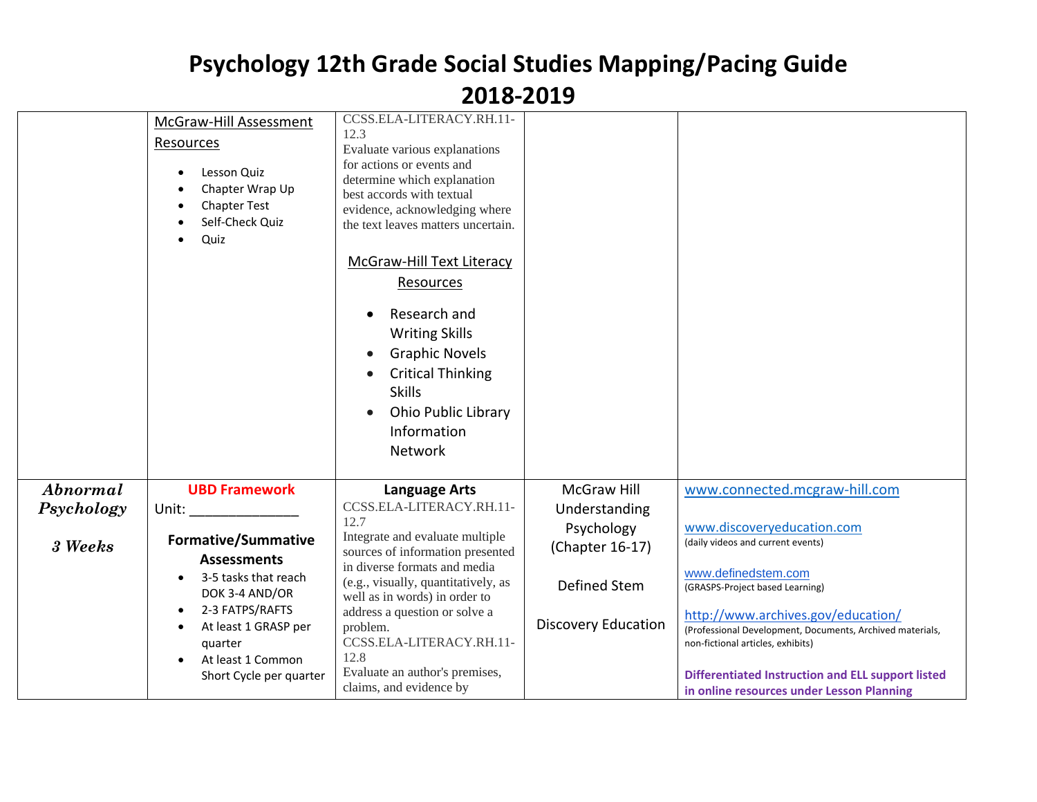# Psychology 12th Grade Social Studies Mapping/Pacing Guide 2018-2019

| | | | | |
|---|---|---|---|---|
| | McGraw-Hill Assessment Resources<br>• Lesson Quiz<br>• Chapter Wrap Up<br>• Chapter Test<br>• Self-Check Quiz<br>• Quiz | CCSS.ELA-LITERACY.RH.11-12.3<br>Evaluate various explanations for actions or events and determine which explanation best accords with textual evidence, acknowledging where the text leaves matters uncertain.<br><br>McGraw-Hill Text Literacy Resources<br>• Research and Writing Skills<br>• Graphic Novels<br>• Critical Thinking Skills<br>• Ohio Public Library Information Network | | |
| ***Abnormal Psychology***<br><br>***3 Weeks*** | **UBD Framework**<br>Unit: ______________<br><br>**Formative/Summative Assessments**<br>• 3-5 tasks that reach DOK 3-4 AND/OR<br>• 2-3 FATPS/RAFTS<br>• At least 1 GRASP per quarter<br>• At least 1 Common Short Cycle per quarter | **Language Arts**<br>CCSS.ELA-LITERACY.RH.11-12.7<br>Integrate and evaluate multiple sources of information presented in diverse formats and media (e.g., visually, quantitatively, as well as in words) in order to address a question or solve a problem.<br>CCSS.ELA-LITERACY.RH.11-12.8<br>Evaluate an author's premises, claims, and evidence by | McGraw Hill Understanding Psychology (Chapter 16-17)<br><br>Defined Stem<br><br>Discovery Education | www.connected.mcgraw-hill.com<br><br>www.discoveryeducation.com<br>(daily videos and current events)<br><br>www.definedstem.com<br>(GRASPS-Project based Learning)<br><br>http://www.archives.gov/education/<br>(Professional Development, Documents, Archived materials, non-fictional articles, exhibits)<br><br>**Differentiated Instruction and ELL support listed in online resources under Lesson Planning** |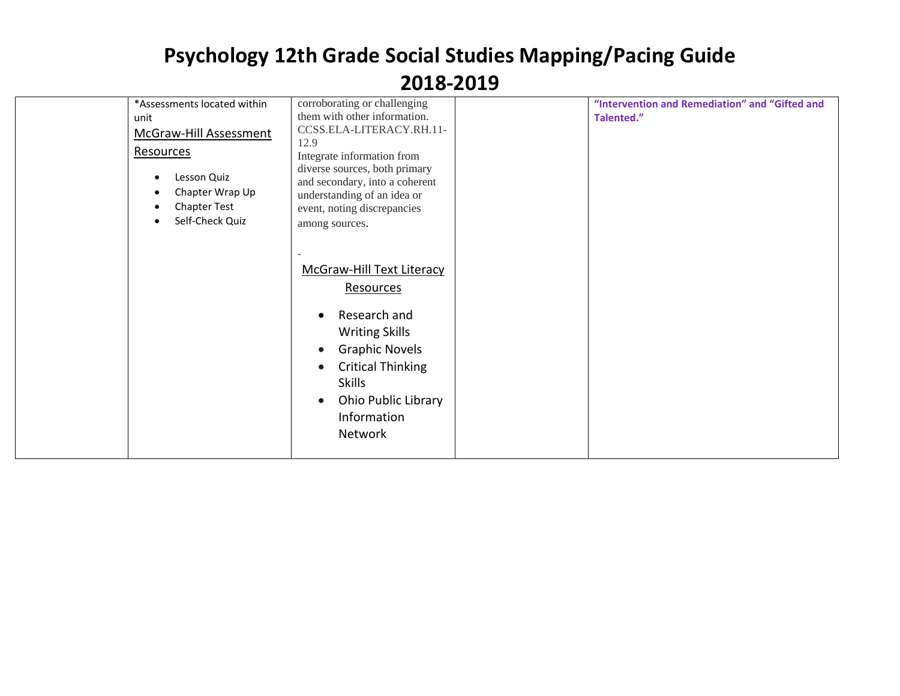# Psychology 12th Grade Social Studies Mapping/Pacing Guide

# 2018-2019

| | | | | |
|---|---|---|---|---|
| | *Assessments located within unit<br><br>McGraw-Hill Assessment Resources<br><br>• Lesson Quiz<br>• Chapter Wrap Up<br>• Chapter Test<br>• Self-Check Quiz | corroborating or challenging them with other information.<br>CCSS.ELA-LITERACY.RH.11-12.9<br>Integrate information from diverse sources, both primary and secondary, into a coherent understanding of an idea or event, noting discrepancies among sources.<br><br>-<br>McGraw-Hill Text Literacy Resources<br><br>• Research and Writing Skills<br>• Graphic Novels<br>• Critical Thinking Skills<br>• Ohio Public Library Information Network | | **“Intervention and Remediation” and “Gifted and Talented.”** |